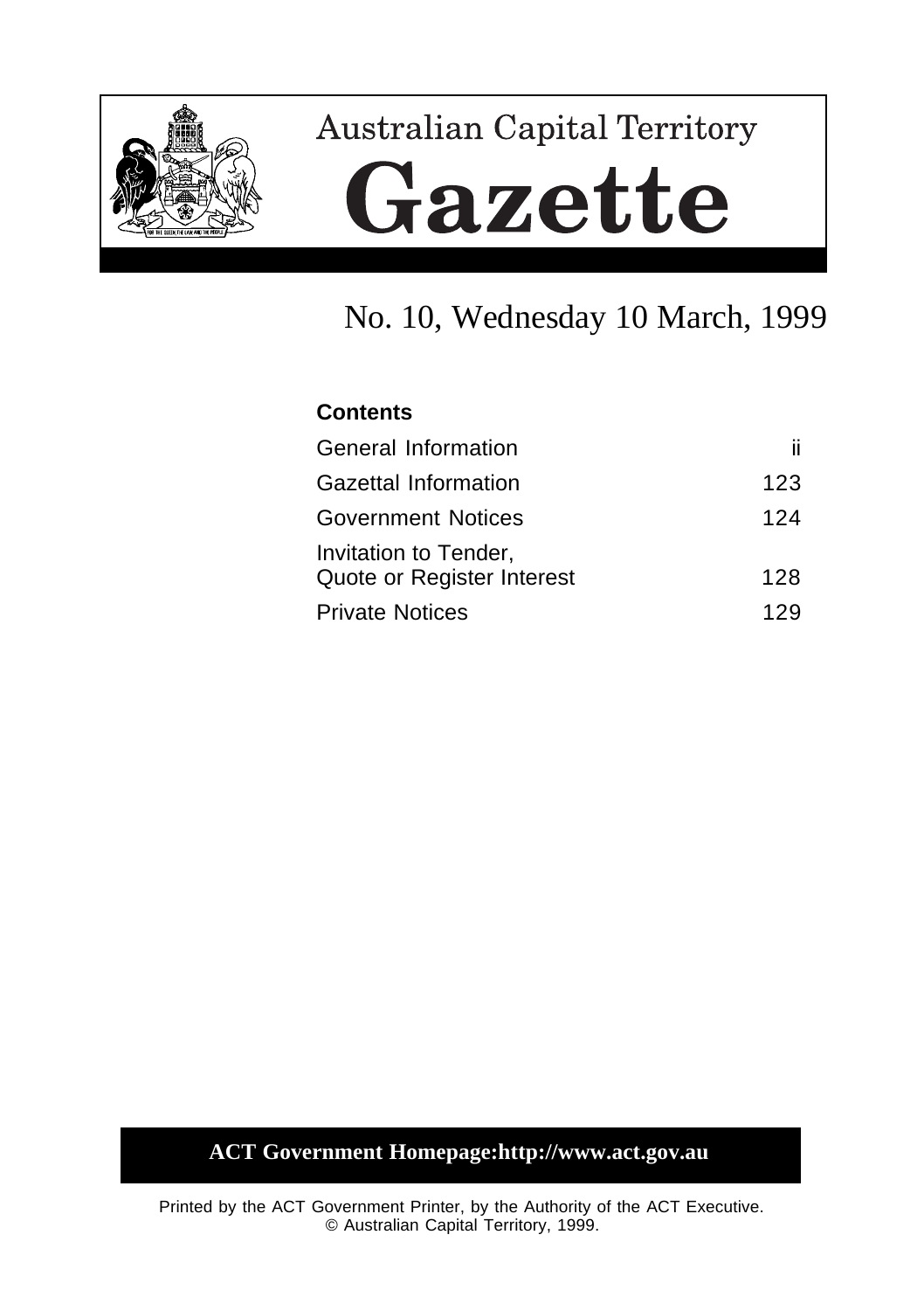# Australian Capital Territory

# Gazette

## No. 10, Wednesday 10 March, 1999

**Contents**

| | |
|---|---|
| General Information | ii |
| Gazettal Information | 123 |
| Government Notices | 124 |
| Invitation to Tender, Quote or Register Interest | 128 |
| Private Notices | 129 |

**ACT Government Homepage:http://www.act.gov.au**

Printed by the ACT Government Printer, by the Authority of the ACT Executive.
© Australian Capital Territory, 1999.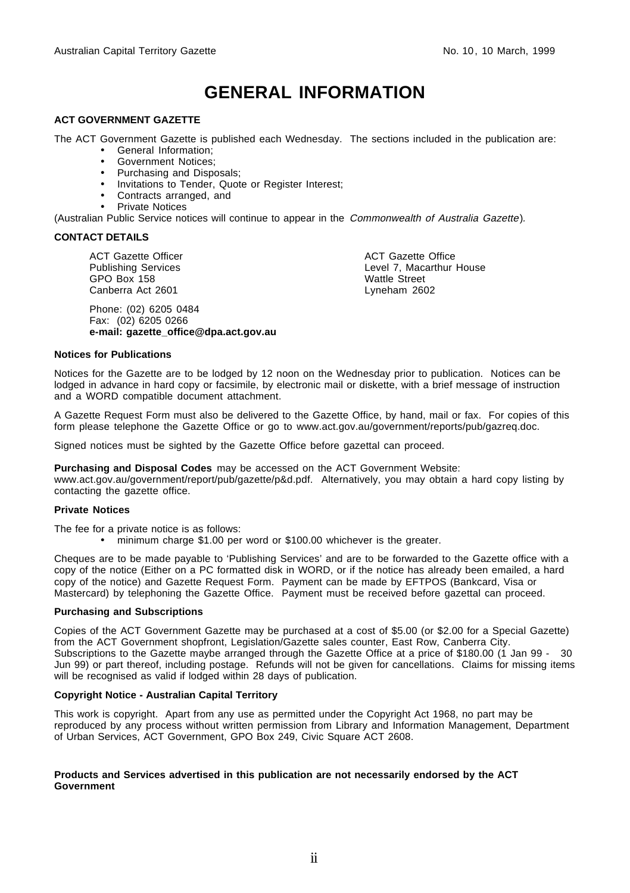# GENERAL INFORMATION

**ACT GOVERNMENT GAZETTE**

The ACT Government Gazette is published each Wednesday. The sections included in the publication are:

- General Information;
- Government Notices;
- Purchasing and Disposals;
- Invitations to Tender, Quote or Register Interest;
- Contracts arranged, and
- Private Notices

(Australian Public Service notices will continue to appear in the *Commonwealth of Australia Gazette*).

**CONTACT DETAILS**

ACT Gazette Officer
Publishing Services
GPO Box 158
Canberra Act 2601

ACT Gazette Office
Level 7, Macarthur House
Wattle Street
Lyneham 2602

Phone: (02) 6205 0484
Fax: (02) 6205 0266
**e-mail: gazette_office@dpa.act.gov.au**

**Notices for Publications**

Notices for the Gazette are to be lodged by 12 noon on the Wednesday prior to publication. Notices can be lodged in advance in hard copy or facsimile, by electronic mail or diskette, with a brief message of instruction and a WORD compatible document attachment.

A Gazette Request Form must also be delivered to the Gazette Office, by hand, mail or fax. For copies of this form please telephone the Gazette Office or go to www.act.gov.au/government/reports/pub/gazreq.doc.

Signed notices must be sighted by the Gazette Office before gazettal can proceed.

**Purchasing and Disposal Codes** may be accessed on the ACT Government Website: www.act.gov.au/government/report/pub/gazette/p&d.pdf. Alternatively, you may obtain a hard copy listing by contacting the gazette office.

**Private Notices**

The fee for a private notice is as follows:

- minimum charge $1.00 per word or $100.00 whichever is the greater.

Cheques are to be made payable to 'Publishing Services' and are to be forwarded to the Gazette office with a copy of the notice (Either on a PC formatted disk in WORD, or if the notice has already been emailed, a hard copy of the notice) and Gazette Request Form. Payment can be made by EFTPOS (Bankcard, Visa or Mastercard) by telephoning the Gazette Office. Payment must be received before gazettal can proceed.

**Purchasing and Subscriptions**

Copies of the ACT Government Gazette may be purchased at a cost of $5.00 (or $2.00 for a Special Gazette) from the ACT Government shopfront, Legislation/Gazette sales counter, East Row, Canberra City. Subscriptions to the Gazette maybe arranged through the Gazette Office at a price of $180.00 (1 Jan 99 - 30 Jun 99) or part thereof, including postage. Refunds will not be given for cancellations. Claims for missing items will be recognised as valid if lodged within 28 days of publication.

**Copyright Notice - Australian Capital Territory**

This work is copyright. Apart from any use as permitted under the Copyright Act 1968, no part may be reproduced by any process without written permission from Library and Information Management, Department of Urban Services, ACT Government, GPO Box 249, Civic Square ACT 2608.

**Products and Services advertised in this publication are not necessarily endorsed by the ACT Government**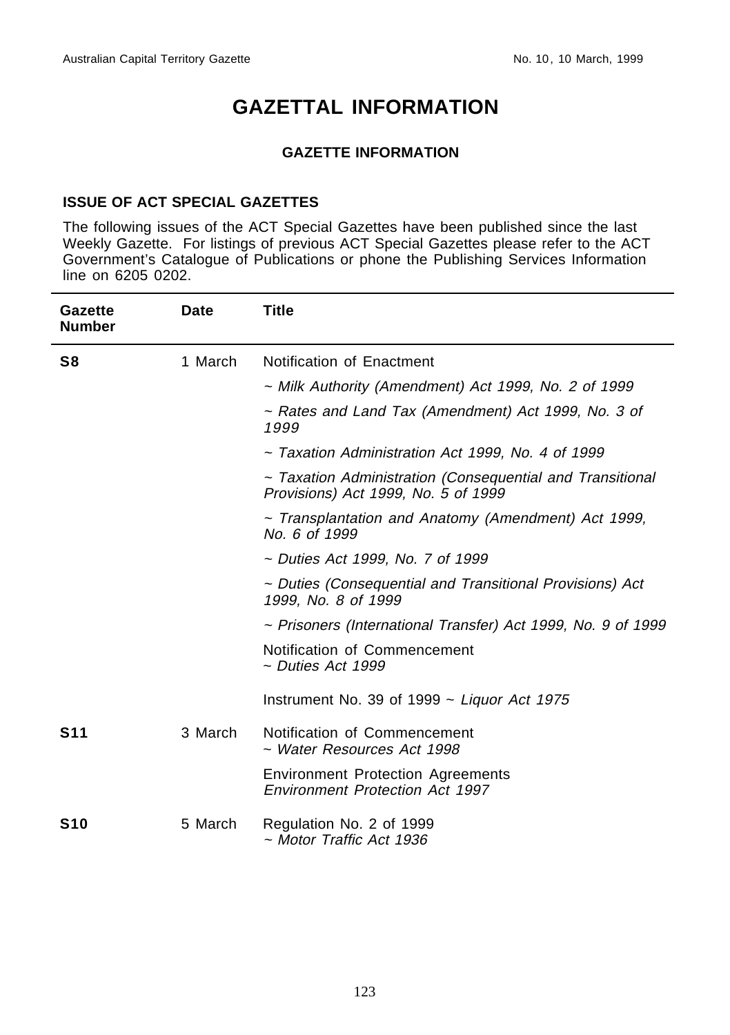# GAZETTAL INFORMATION

### GAZETTE INFORMATION

#### ISSUE OF ACT SPECIAL GAZETTES

The following issues of the ACT Special Gazettes have been published since the last Weekly Gazette. For listings of previous ACT Special Gazettes please refer to the ACT Government's Catalogue of Publications or phone the Publishing Services Information line on 6205 0202.

| Gazette Number | Date | Title |
|---|---|---|
| **S8** | 1 March | Notification of Enactment |
| | | *~ Milk Authority (Amendment) Act 1999, No. 2 of 1999* |
| | | *~ Rates and Land Tax (Amendment) Act 1999, No. 3 of 1999* |
| | | *~ Taxation Administration Act 1999, No. 4 of 1999* |
| | | *~ Taxation Administration (Consequential and Transitional Provisions) Act 1999, No. 5 of 1999* |
| | | *~ Transplantation and Anatomy (Amendment) Act 1999, No. 6 of 1999* |
| | | *~ Duties Act 1999, No. 7 of 1999* |
| | | *~ Duties (Consequential and Transitional Provisions) Act 1999, No. 8 of 1999* |
| | | *~ Prisoners (International Transfer) Act 1999, No. 9 of 1999* |
| | | Notification of Commencement *~ Duties Act 1999* |
| | | Instrument No. 39 of 1999 ~ *Liquor Act 1975* |
| **S11** | 3 March | Notification of Commencement *~ Water Resources Act 1998* |
| | | Environment Protection Agreements *Environment Protection Act 1997* |
| **S10** | 5 March | Regulation No. 2 of 1999 *~ Motor Traffic Act 1936* |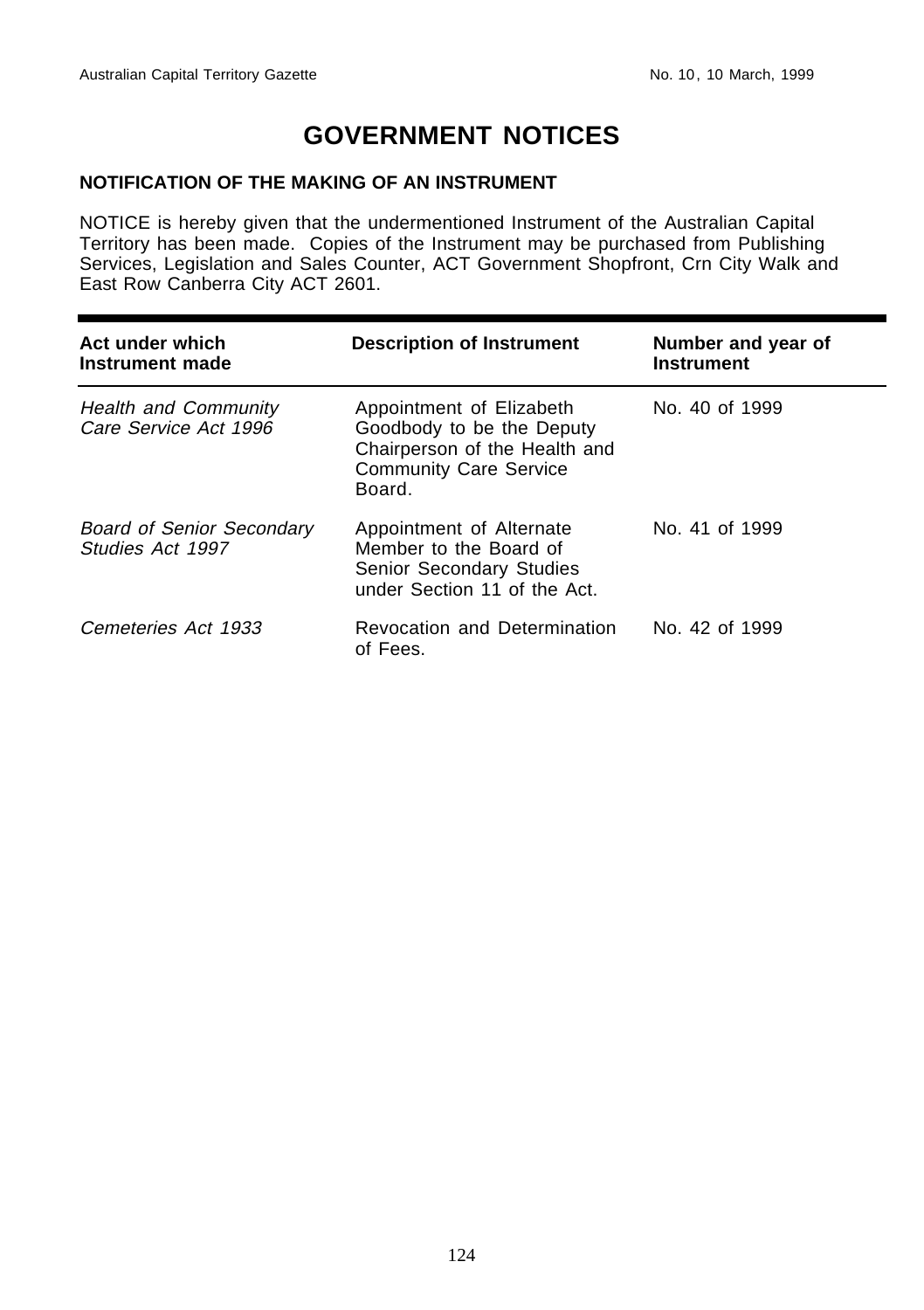# GOVERNMENT NOTICES

### NOTIFICATION OF THE MAKING OF AN INSTRUMENT

NOTICE is hereby given that the undermentioned Instrument of the Australian Capital Territory has been made. Copies of the Instrument may be purchased from Publishing Services, Legislation and Sales Counter, ACT Government Shopfront, Crn City Walk and East Row Canberra City ACT 2601.

| Act under which Instrument made | Description of Instrument | Number and year of Instrument |
|---|---|---|
| *Health and Community Care Service Act 1996* | Appointment of Elizabeth Goodbody to be the Deputy Chairperson of the Health and Community Care Service Board. | No. 40 of 1999 |
| *Board of Senior Secondary Studies Act 1997* | Appointment of Alternate Member to the Board of Senior Secondary Studies under Section 11 of the Act. | No. 41 of 1999 |
| *Cemeteries Act 1933* | Revocation and Determination of Fees. | No. 42 of 1999 |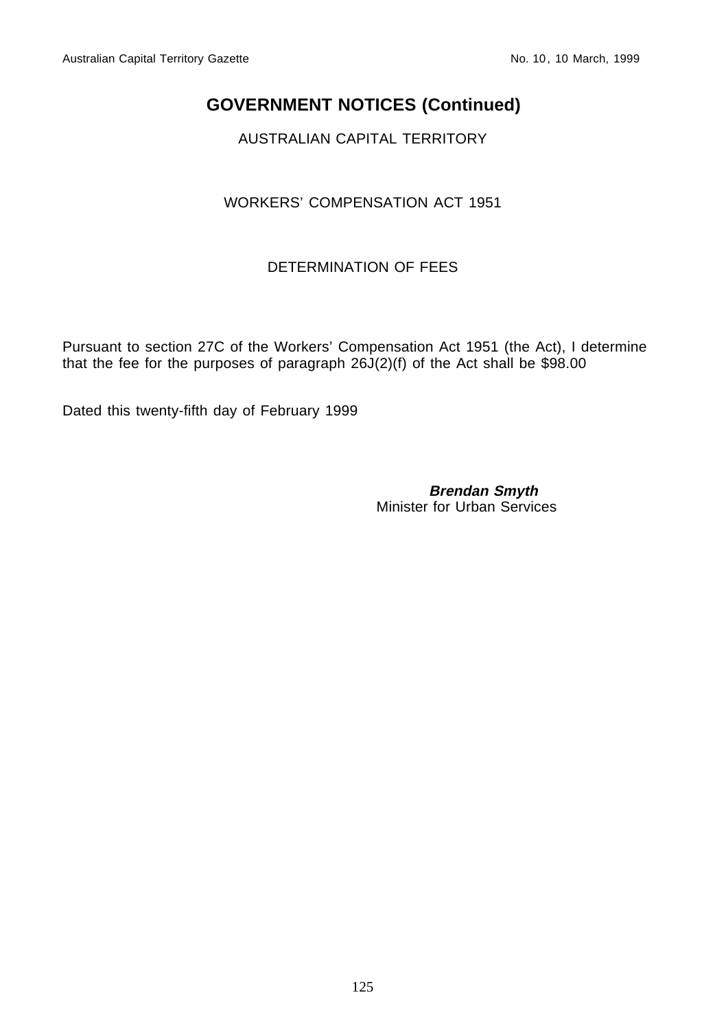## GOVERNMENT NOTICES (Continued)

AUSTRALIAN CAPITAL TERRITORY

WORKERS' COMPENSATION ACT 1951

DETERMINATION OF FEES

Pursuant to section 27C of the Workers' Compensation Act 1951 (the Act), I determine that the fee for the purposes of paragraph 26J(2)(f) of the Act shall be $98.00

Dated this twenty-fifth day of February 1999

***Brendan Smyth***
Minister for Urban Services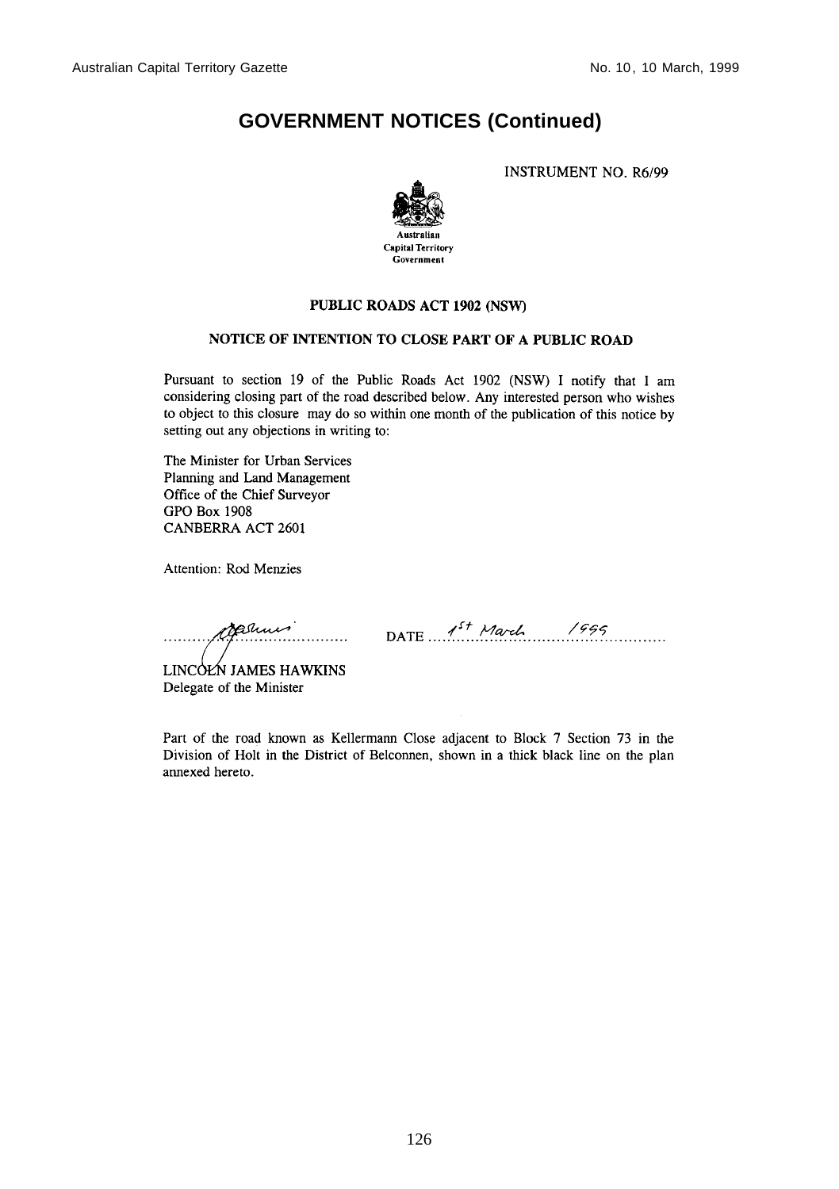# GOVERNMENT NOTICES (Continued)

INSTRUMENT NO. R6/99

Australian Capital Territory Government

### PUBLIC ROADS ACT 1902 (NSW)

### NOTICE OF INTENTION TO CLOSE PART OF A PUBLIC ROAD

Pursuant to section 19 of the Public Roads Act 1902 (NSW) I notify that I am considering closing part of the road described below. Any interested person who wishes to object to this closure may do so within one month of the publication of this notice by setting out any objections in writing to:

The Minister for Urban Services
Planning and Land Management
Office of the Chief Surveyor
GPO Box 1908
CANBERRA ACT 2601

Attention: Rod Menzies

DATE 1st March 1999

LINCOLN JAMES HAWKINS
Delegate of the Minister

Part of the road known as Kellermann Close adjacent to Block 7 Section 73 in the Division of Holt in the District of Belconnen, shown in a thick black line on the plan annexed hereto.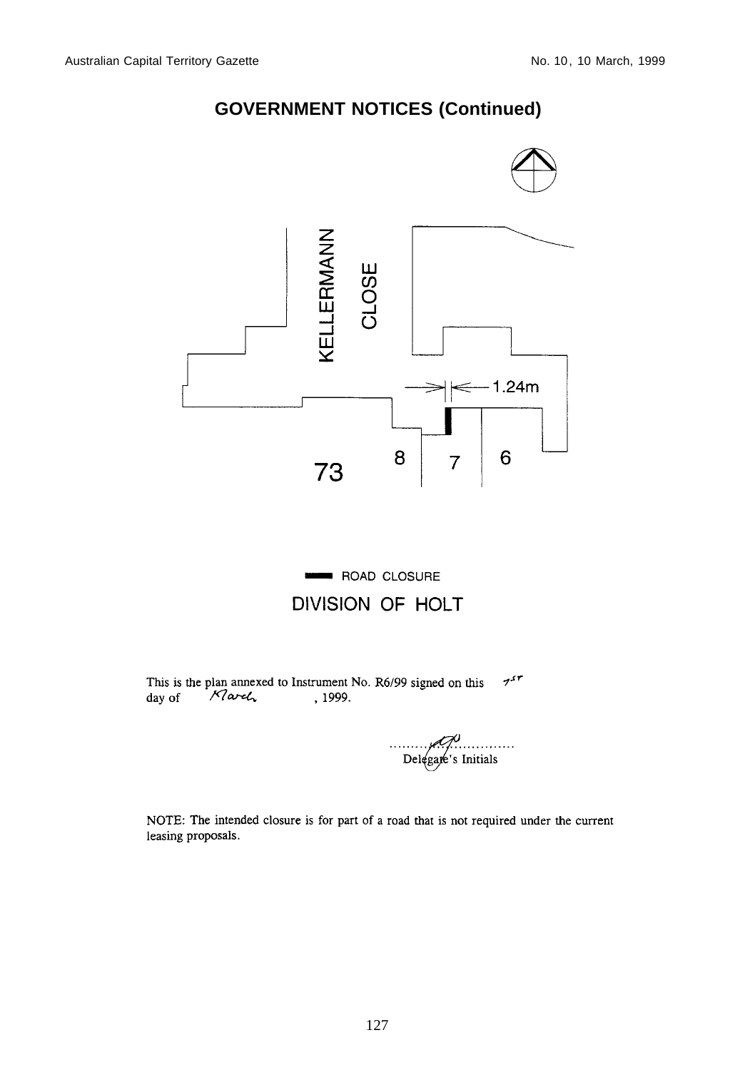## GOVERNMENT NOTICES (Continued)

KELLERMANN CLOSE

1.24m

73 8 7 6

ROAD CLOSURE

DIVISION OF HOLT

This is the plan annexed to Instrument No. R6/99 signed on this 1st day of March, 1999.

..............................
Delegate's Initials

NOTE: The intended closure is for part of a road that is not required under the current leasing proposals.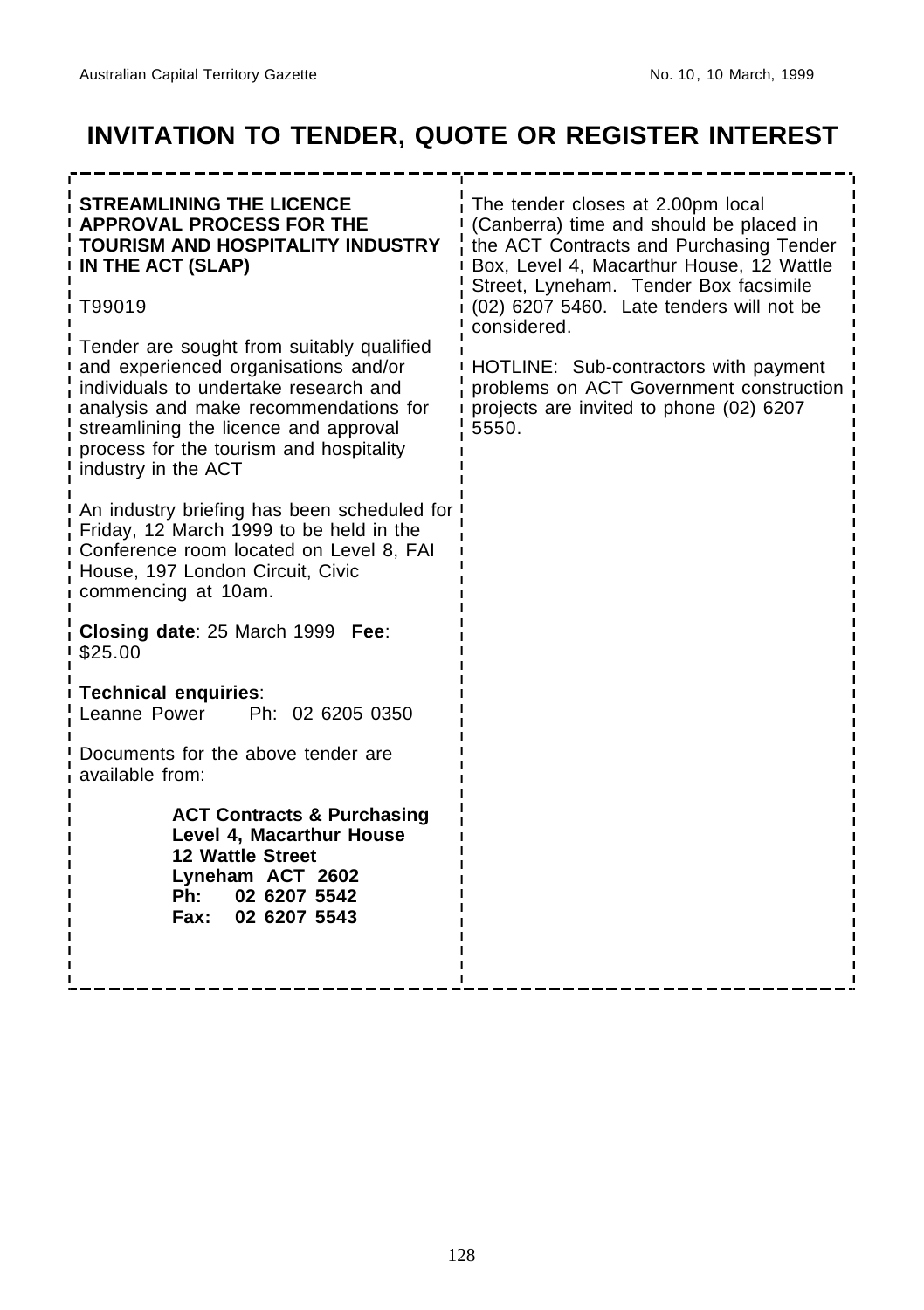# INVITATION TO TENDER, QUOTE OR REGISTER INTEREST

**STREAMLINING THE LICENCE APPROVAL PROCESS FOR THE TOURISM AND HOSPITALITY INDUSTRY IN THE ACT (SLAP)**

T99019

Tender are sought from suitably qualified and experienced organisations and/or individuals to undertake research and analysis and make recommendations for streamlining the licence and approval process for the tourism and hospitality industry in the ACT

An industry briefing has been scheduled for Friday, 12 March 1999 to be held in the Conference room located on Level 8, FAI House, 197 London Circuit, Civic commencing at 10am.

**Closing date**: 25 March 1999 **Fee**: $25.00

**Technical enquiries**:
Leanne Power Ph: 02 6205 0350

Documents for the above tender are available from:

**ACT Contracts & Purchasing**
**Level 4, Macarthur House**
**12 Wattle Street**
**Lyneham ACT 2602**
**Ph: 02 6207 5542**
**Fax: 02 6207 5543**

The tender closes at 2.00pm local (Canberra) time and should be placed in the ACT Contracts and Purchasing Tender Box, Level 4, Macarthur House, 12 Wattle Street, Lyneham. Tender Box facsimile (02) 6207 5460. Late tenders will not be considered.

HOTLINE: Sub-contractors with payment problems on ACT Government construction projects are invited to phone (02) 6207 5550.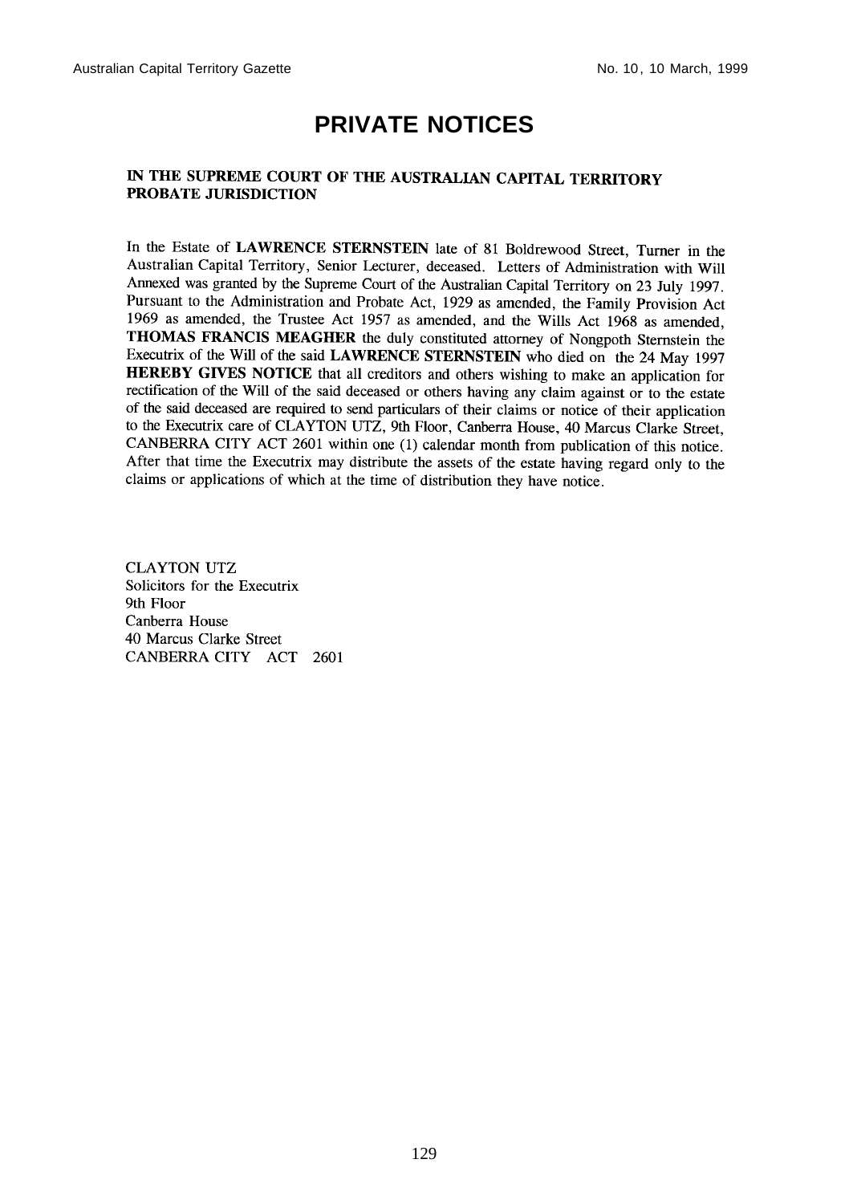# PRIVATE NOTICES

**IN THE SUPREME COURT OF THE AUSTRALIAN CAPITAL TERRITORY PROBATE JURISDICTION**

In the Estate of **LAWRENCE STERNSTEIN** late of 81 Boldrewood Street, Turner in the Australian Capital Territory, Senior Lecturer, deceased. Letters of Administration with Will Annexed was granted by the Supreme Court of the Australian Capital Territory on 23 July 1997. Pursuant to the Administration and Probate Act, 1929 as amended, the Family Provision Act 1969 as amended, the Trustee Act 1957 as amended, and the Wills Act 1968 as amended, **THOMAS FRANCIS MEAGHER** the duly constituted attorney of Nongpoth Sternstein the Executrix of the Will of the said **LAWRENCE STERNSTEIN** who died on the 24 May 1997 **HEREBY GIVES NOTICE** that all creditors and others wishing to make an application for rectification of the Will of the said deceased or others having any claim against or to the estate of the said deceased are required to send particulars of their claims or notice of their application to the Executrix care of CLAYTON UTZ, 9th Floor, Canberra House, 40 Marcus Clarke Street, CANBERRA CITY ACT 2601 within one (1) calendar month from publication of this notice. After that time the Executrix may distribute the assets of the estate having regard only to the claims or applications of which at the time of distribution they have notice.

CLAYTON UTZ
Solicitors for the Executrix
9th Floor
Canberra House
40 Marcus Clarke Street
CANBERRA CITY ACT 2601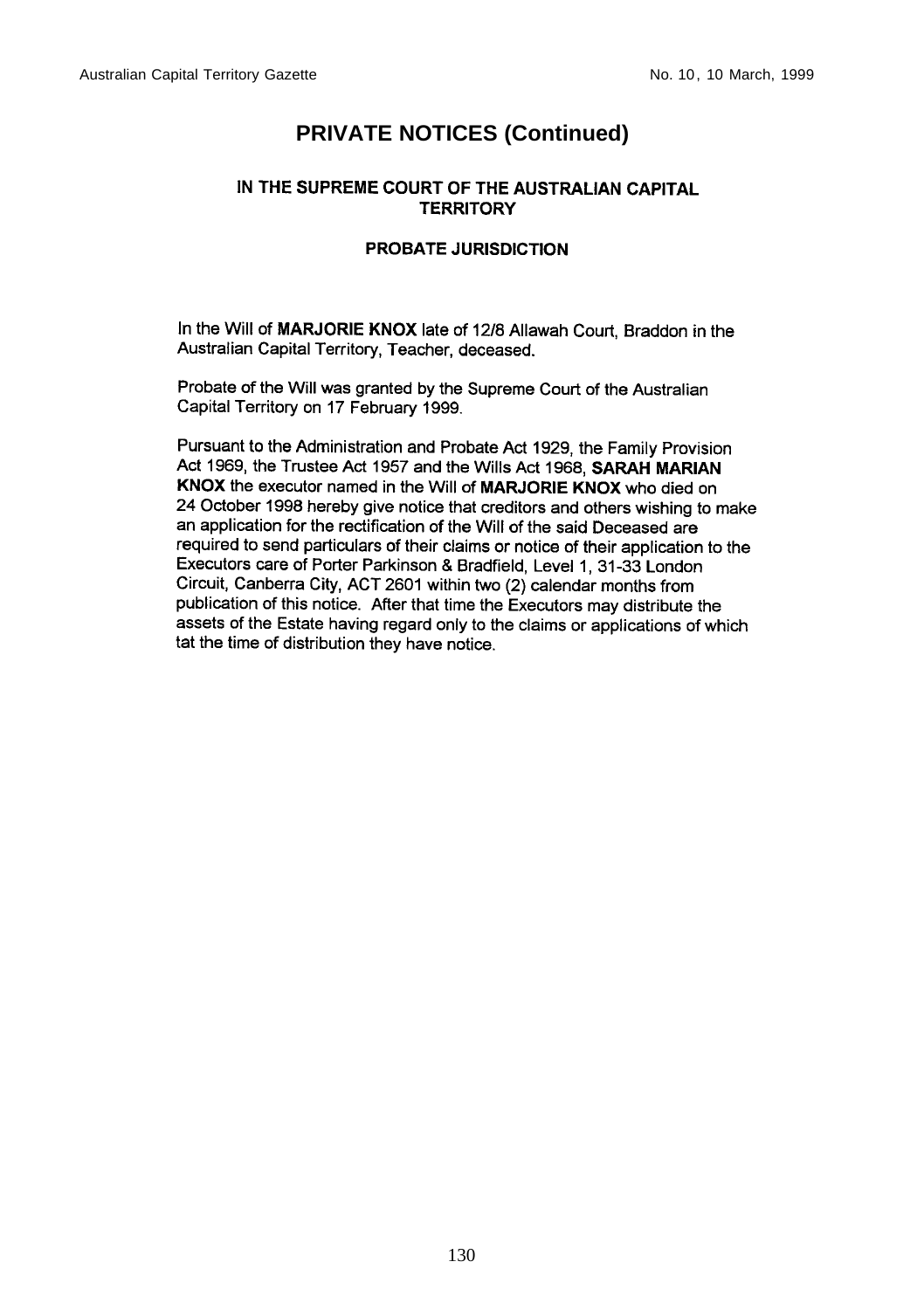# PRIVATE NOTICES (Continued)

## IN THE SUPREME COURT OF THE AUSTRALIAN CAPITAL TERRITORY

### PROBATE JURISDICTION

In the Will of **MARJORIE KNOX** late of 12/8 Allawah Court, Braddon in the Australian Capital Territory, Teacher, deceased.

Probate of the Will was granted by the Supreme Court of the Australian Capital Territory on 17 February 1999.

Pursuant to the Administration and Probate Act 1929, the Family Provision Act 1969, the Trustee Act 1957 and the Wills Act 1968, **SARAH MARIAN KNOX** the executor named in the Will of **MARJORIE KNOX** who died on 24 October 1998 hereby give notice that creditors and others wishing to make an application for the rectification of the Will of the said Deceased are required to send particulars of their claims or notice of their application to the Executors care of Porter Parkinson & Bradfield, Level 1, 31-33 London Circuit, Canberra City, ACT 2601 within two (2) calendar months from publication of this notice. After that time the Executors may distribute the assets of the Estate having regard only to the claims or applications of which tat the time of distribution they have notice.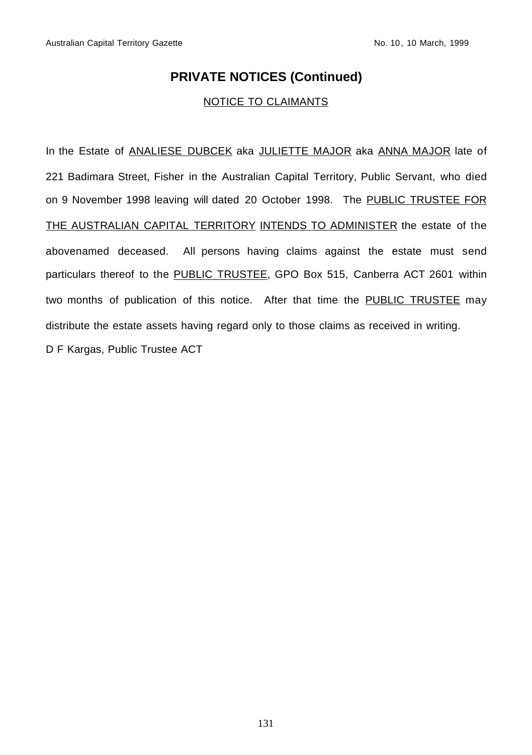# PRIVATE NOTICES (Continued)

NOTICE TO CLAIMANTS

In the Estate of ANALIESE DUBCEK aka JULIETTE MAJOR aka ANNA MAJOR late of 221 Badimara Street, Fisher in the Australian Capital Territory, Public Servant, who died on 9 November 1998 leaving will dated 20 October 1998. The PUBLIC TRUSTEE FOR THE AUSTRALIAN CAPITAL TERRITORY INTENDS TO ADMINISTER the estate of the abovenamed deceased. All persons having claims against the estate must send particulars thereof to the PUBLIC TRUSTEE, GPO Box 515, Canberra ACT 2601 within two months of publication of this notice. After that time the PUBLIC TRUSTEE may distribute the estate assets having regard only to those claims as received in writing.

D F Kargas, Public Trustee ACT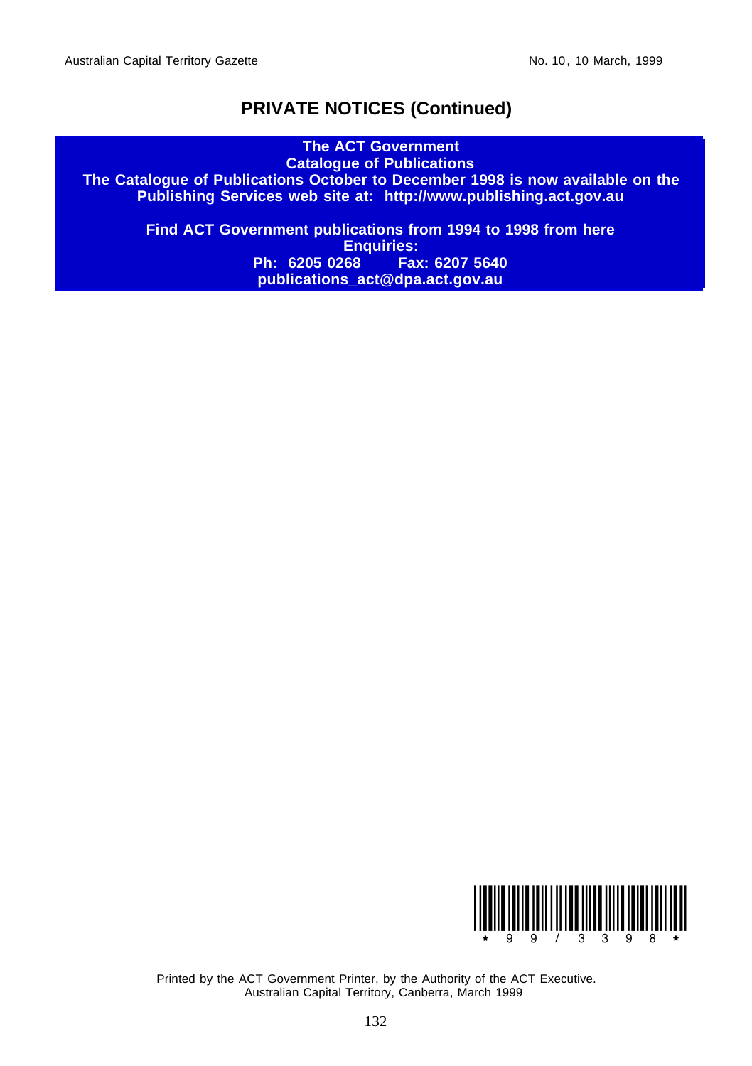## PRIVATE NOTICES (Continued)

**The ACT Government**
**Catalogue of Publications**
**The Catalogue of Publications October to December 1998 is now available on the Publishing Services web site at: http://www.publishing.act.gov.au**

**Find ACT Government publications from 1994 to 1998 from here**
**Enquiries:**
**Ph: 6205 0268 Fax: 6207 5640**
**publications_act@dpa.act.gov.au**

*99/3398*

Printed by the ACT Government Printer, by the Authority of the ACT Executive.
Australian Capital Territory, Canberra, March 1999